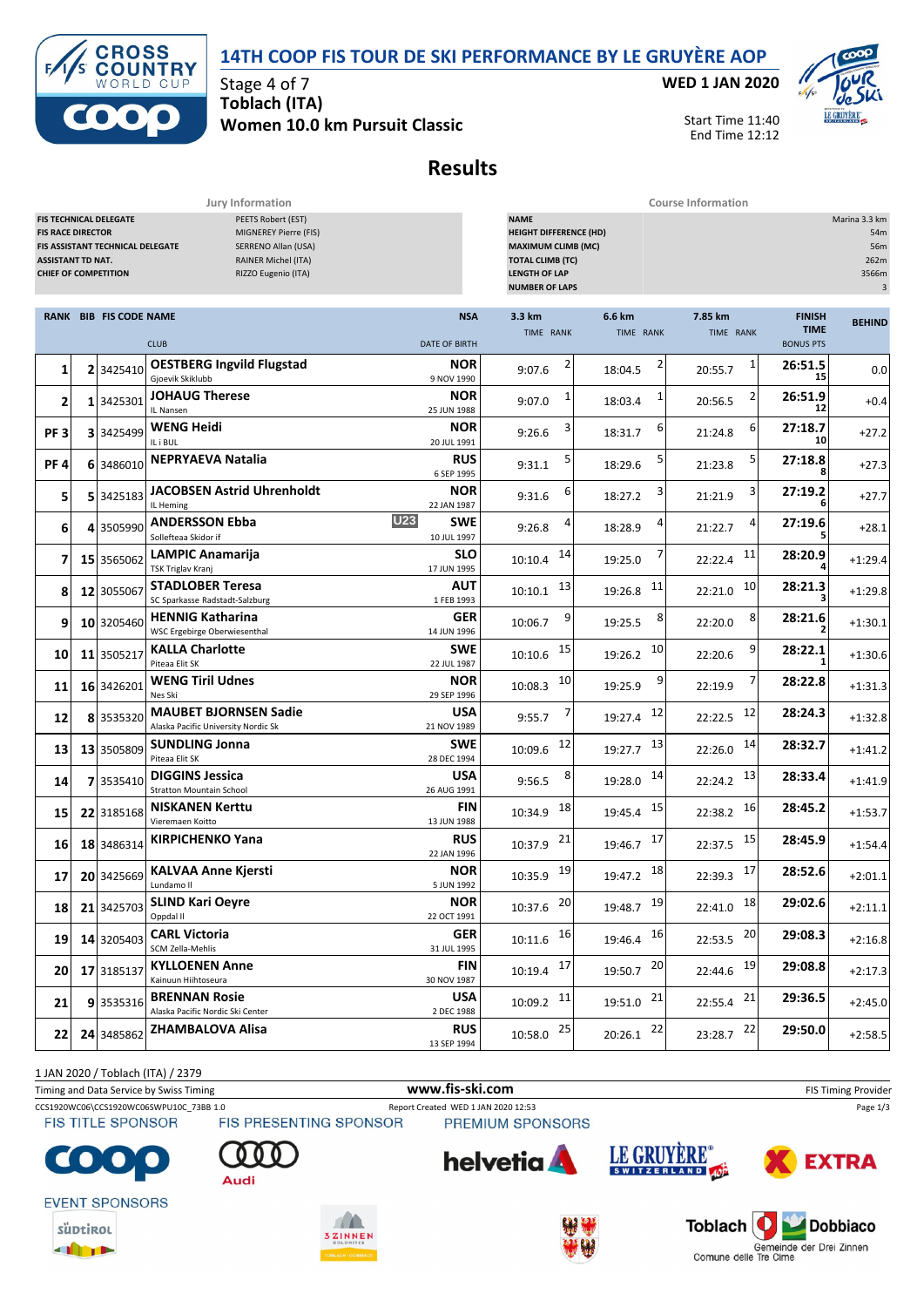# 14TH COOP FIS TOUR DE SKI PERFORMANCE BY LE GRUYÈRE AOP

Stage 4 of 7
**Toblach (ITA)**
**Women 10.0 km Pursuit Classic**

**WED 1 JAN 2020**

Start Time 11:40
End Time 12:12

## Results

| Jury Information | |
|---|---|
| FIS TECHNICAL DELEGATE | PEETS Robert (EST) |
| FIS RACE DIRECTOR | MIGNEREY Pierre (FIS) |
| FIS ASSISTANT TECHNICAL DELEGATE | SERRENO Allan (USA) |
| ASSISTANT TD NAT. | RAINER Michel (ITA) |
| CHIEF OF COMPETITION | RIZZO Eugenio (ITA) |

| Course Information | |
|---|---|
| NAME | Marina 3.3 km |
| HEIGHT DIFFERENCE (HD) | 54m |
| MAXIMUM CLIMB (MC) | 56m |
| TOTAL CLIMB (TC) | 262m |
| LENGTH OF LAP | 3566m |
| NUMBER OF LAPS | 3 |

| RANK | BIB | FIS CODE | NAME / CLUB | | NSA / DATE OF BIRTH | 3.3 km TIME | RANK | 6.6 km TIME | RANK | 7.85 km TIME | RANK | FINISH TIME | BONUS PTS | BEHIND |
|---|---|---|---|---|---|---|---|---|---|---|---|---|---|---|
| 1 | 2 | 3425410 | OESTBERG Ingvild Flugstad<br>Gjoevik Skiklubb | | NOR<br>9 NOV 1990 | 9:07.6 | 2 | 18:04.5 | 2 | 20:55.7 | 1 | 26:51.5 | 15 | 0.0 |
| 2 | 1 | 3425301 | JOHAUG Therese<br>IL Nansen | | NOR<br>25 JUN 1988 | 9:07.0 | 1 | 18:03.4 | 1 | 20:56.5 | 2 | 26:51.9 | 12 | +0.4 |
| PF 3 | 3 | 3425499 | WENG Heidi<br>IL i BUL | | NOR<br>20 JUL 1991 | 9:26.6 | 3 | 18:31.7 | 6 | 21:24.8 | 6 | 27:18.7 | 10 | +27.2 |
| PF 4 | 6 | 3486010 | NEPRYAEVA Natalia | | RUS<br>6 SEP 1995 | 9:31.1 | 5 | 18:29.6 | 5 | 21:23.8 | 5 | 27:18.8 | 8 | +27.3 |
| 5 | 5 | 3425183 | JACOBSEN Astrid Uhrenholdt<br>IL Heming | | NOR<br>22 JAN 1987 | 9:31.6 | 6 | 18:27.2 | 3 | 21:21.9 | 3 | 27:19.2 | 6 | +27.7 |
| 6 | 4 | 3505990 | ANDERSSON Ebba<br>Sollefteaa Skidor if | U23 | SWE<br>10 JUL 1997 | 9:26.8 | 4 | 18:28.9 | 4 | 21:22.7 | 4 | 27:19.6 | 5 | +28.1 |
| 7 | 15 | 3565062 | LAMPIC Anamarija<br>TSK Triglav Kranj | | SLO<br>17 JUN 1995 | 10:10.4 | 14 | 19:25.0 | 7 | 22:22.4 | 11 | 28:20.9 | 4 | +1:29.4 |
| 8 | 12 | 3055067 | STADLOBER Teresa<br>SC Sparkasse Radstadt-Salzburg | | AUT<br>1 FEB 1993 | 10:10.1 | 13 | 19:26.8 | 11 | 22:21.0 | 10 | 28:21.3 | 3 | +1:29.8 |
| 9 | 10 | 3205460 | HENNIG Katharina<br>WSC Ergebirge Oberwiesenthal | | GER<br>14 JUN 1996 | 10:06.7 | 9 | 19:25.5 | 8 | 22:20.0 | 8 | 28:21.6 | 2 | +1:30.1 |
| 10 | 11 | 3505217 | KALLA Charlotte<br>Piteaa Elit SK | | SWE<br>22 JUL 1987 | 10:10.6 | 15 | 19:26.2 | 10 | 22:20.6 | 9 | 28:22.1 | 1 | +1:30.6 |
| 11 | 16 | 3426201 | WENG Tiril Udnes<br>Nes Ski | | NOR<br>29 SEP 1996 | 10:08.3 | 10 | 19:25.9 | 9 | 22:19.9 | 7 | 28:22.8 | | +1:31.3 |
| 12 | 8 | 3535320 | MAUBET BJORNSEN Sadie<br>Alaska Pacific University Nordic Sk | | USA<br>21 NOV 1989 | 9:55.7 | 7 | 19:27.4 | 12 | 22:22.5 | 12 | 28:24.3 | | +1:32.8 |
| 13 | 13 | 3505809 | SUNDLING Jonna<br>Piteaa Elit SK | | SWE<br>28 DEC 1994 | 10:09.6 | 12 | 19:27.7 | 13 | 22:26.0 | 14 | 28:32.7 | | +1:41.2 |
| 14 | 7 | 3535410 | DIGGINS Jessica<br>Stratton Mountain School | | USA<br>26 AUG 1991 | 9:56.5 | 8 | 19:28.0 | 14 | 22:24.2 | 13 | 28:33.4 | | +1:41.9 |
| 15 | 22 | 3185168 | NISKANEN Kerttu<br>Vieremaen Koitto | | FIN<br>13 JUN 1988 | 10:34.9 | 18 | 19:45.4 | 15 | 22:38.2 | 16 | 28:45.2 | | +1:53.7 |
| 16 | 18 | 3486314 | KIRPICHENKO Yana | | RUS<br>22 JAN 1996 | 10:37.9 | 21 | 19:46.7 | 17 | 22:37.5 | 15 | 28:45.9 | | +1:54.4 |
| 17 | 20 | 3425669 | KALVAA Anne Kjersti<br>Lundamo Il | | NOR<br>5 JUN 1992 | 10:35.9 | 19 | 19:47.2 | 18 | 22:39.3 | 17 | 28:52.6 | | +2:01.1 |
| 18 | 21 | 3425703 | SLIND Kari Oeyre<br>Oppdal Il | | NOR<br>22 OCT 1991 | 10:37.6 | 20 | 19:48.7 | 19 | 22:41.0 | 18 | 29:02.6 | | +2:11.1 |
| 19 | 14 | 3205403 | CARL Victoria<br>SCM Zella-Mehlis | | GER<br>31 JUL 1995 | 10:11.6 | 16 | 19:46.4 | 16 | 22:53.5 | 20 | 29:08.3 | | +2:16.8 |
| 20 | 17 | 3185137 | KYLLOENEN Anne<br>Kainuun Hiihtoseura | | FIN<br>30 NOV 1987 | 10:19.4 | 17 | 19:50.7 | 20 | 22:44.6 | 19 | 29:08.8 | | +2:17.3 |
| 21 | 9 | 3535316 | BRENNAN Rosie<br>Alaska Pacific Nordic Ski Center | | USA<br>2 DEC 1988 | 10:09.2 | 11 | 19:51.0 | 21 | 22:55.4 | 21 | 29:36.5 | | +2:45.0 |
| 22 | 24 | 3485862 | ZHAMBALOVA Alisa | | RUS<br>13 SEP 1994 | 10:58.0 | 25 | 20:26.1 | 22 | 23:28.7 | 22 | 29:50.0 | | +2:58.5 |

1 JAN 2020 / Toblach (ITA) / 2379

Timing and Data Service by Swiss Timing — www.fis-ski.com — FIS Timing Provider

CCS1920WC06\CCS1920WC06SWPU10C_73BB 1.0 — Report Created WED 1 JAN 2020 12:53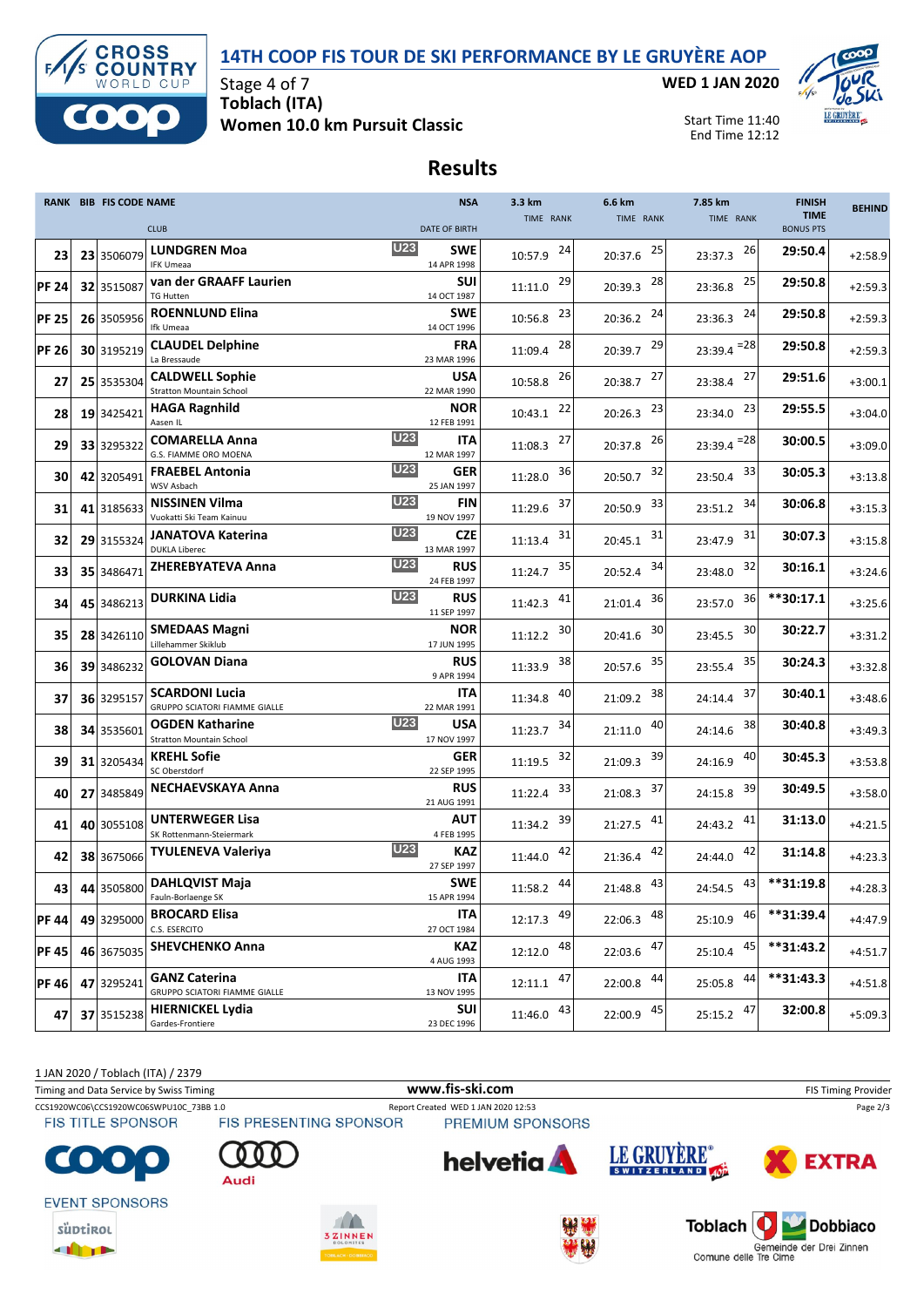# 14TH COOP FIS TOUR DE SKI PERFORMANCE BY LE GRUYÈRE AOP

Stage 4 of 7
**Toblach (ITA)**
**Women 10.0 km Pursuit Classic**

**WED 1 JAN 2020**

Start Time 11:40
End Time 12:12

## Results

| RANK | BIB | FIS CODE | NAME / CLUB | | NSA / DATE OF BIRTH | 3.3 km TIME | RANK | 6.6 km TIME | RANK | 7.85 km TIME | RANK | FINISH TIME / BONUS PTS | BEHIND |
|---|---|---|---|---|---|---|---|---|---|---|---|---|---|
| 23 | 23 | 3506079 | **LUNDGREN Moa** IFK Umeaa | U23 | **SWE** 14 APR 1998 | 10:57.9 | 24 | 20:37.6 | 25 | 23:37.3 | 26 | **29:50.4** | +2:58.9 |
| PF 24 | 32 | 3515087 | **van der GRAAFF Laurien** TG Hutten | | **SUI** 14 OCT 1987 | 11:11.0 | 29 | 20:39.3 | 28 | 23:36.8 | 25 | **29:50.8** | +2:59.3 |
| PF 25 | 26 | 3505956 | **ROENNLUND Elina** Ifk Umeaa | | **SWE** 14 OCT 1996 | 10:56.8 | 23 | 20:36.2 | 24 | 23:36.3 | 24 | **29:50.8** | +2:59.3 |
| PF 26 | 30 | 3195219 | **CLAUDEL Delphine** La Bressaude | | **FRA** 23 MAR 1996 | 11:09.4 | 28 | 20:39.7 | 29 | 23:39.4 | =28 | **29:50.8** | +2:59.3 |
| 27 | 25 | 3535304 | **CALDWELL Sophie** Stratton Mountain School | | **USA** 22 MAR 1990 | 10:58.8 | 26 | 20:38.7 | 27 | 23:38.4 | 27 | **29:51.6** | +3:00.1 |
| 28 | 19 | 3425421 | **HAGA Ragnhild** Aasen IL | | **NOR** 12 FEB 1991 | 10:43.1 | 22 | 20:26.3 | 23 | 23:34.0 | 23 | **29:55.5** | +3:04.0 |
| 29 | 33 | 3295322 | **COMARELLA Anna** G.S. FIAMME ORO MOENA | U23 | **ITA** 12 MAR 1997 | 11:08.3 | 27 | 20:37.8 | 26 | 23:39.4 | =28 | **30:00.5** | +3:09.0 |
| 30 | 42 | 3205491 | **FRAEBEL Antonia** WSV Asbach | U23 | **GER** 25 JAN 1997 | 11:28.0 | 36 | 20:50.7 | 32 | 23:50.4 | 33 | **30:05.3** | +3:13.8 |
| 31 | 41 | 3185633 | **NISSINEN Vilma** Vuokatti Ski Team Kainuu | U23 | **FIN** 19 NOV 1997 | 11:29.6 | 37 | 20:50.9 | 33 | 23:51.2 | 34 | **30:06.8** | +3:15.3 |
| 32 | 29 | 3155324 | **JANATOVA Katerina** DUKLA Liberec | U23 | **CZE** 13 MAR 1997 | 11:13.4 | 31 | 20:45.1 | 31 | 23:47.9 | 31 | **30:07.3** | +3:15.8 |
| 33 | 35 | 3486471 | **ZHEREBYATEVA Anna** | U23 | **RUS** 24 FEB 1997 | 11:24.7 | 35 | 20:52.4 | 34 | 23:48.0 | 32 | **30:16.1** | +3:24.6 |
| 34 | 45 | 3486213 | **DURKINA Lidia** | U23 | **RUS** 11 SEP 1997 | 11:42.3 | 41 | 21:01.4 | 36 | 23:57.0 | 36 | **\*\*30:17.1** | +3:25.6 |
| 35 | 28 | 3426110 | **SMEDAAS Magni** Lillehammer Skiklub | | **NOR** 17 JUN 1995 | 11:12.2 | 30 | 20:41.6 | 30 | 23:45.5 | 30 | **30:22.7** | +3:31.2 |
| 36 | 39 | 3486232 | **GOLOVAN Diana** | | **RUS** 9 APR 1994 | 11:33.9 | 38 | 20:57.6 | 35 | 23:55.4 | 35 | **30:24.3** | +3:32.8 |
| 37 | 36 | 3295157 | **SCARDONI Lucia** GRUPPO SCIATORI FIAMME GIALLE | | **ITA** 22 MAR 1991 | 11:34.8 | 40 | 21:09.2 | 38 | 24:14.4 | 37 | **30:40.1** | +3:48.6 |
| 38 | 34 | 3535601 | **OGDEN Katharine** Stratton Mountain School | U23 | **USA** 17 NOV 1997 | 11:23.7 | 34 | 21:11.0 | 40 | 24:14.6 | 38 | **30:40.8** | +3:49.3 |
| 39 | 31 | 3205434 | **KREHL Sofie** SC Oberstdorf | | **GER** 22 SEP 1995 | 11:19.5 | 32 | 21:09.3 | 39 | 24:16.9 | 40 | **30:45.3** | +3:53.8 |
| 40 | 27 | 3485849 | **NECHAEVSKAYA Anna** | | **RUS** 21 AUG 1991 | 11:22.4 | 33 | 21:08.3 | 37 | 24:15.8 | 39 | **30:49.5** | +3:58.0 |
| 41 | 40 | 3055108 | **UNTERWEGER Lisa** SK Rottenmann-Steiermark | | **AUT** 4 FEB 1995 | 11:34.2 | 39 | 21:27.5 | 41 | 24:43.2 | 41 | **31:13.0** | +4:21.5 |
| 42 | 38 | 3675066 | **TYULENEVA Valeriya** | U23 | **KAZ** 27 SEP 1997 | 11:44.0 | 42 | 21:36.4 | 42 | 24:44.0 | 42 | **31:14.8** | +4:23.3 |
| 43 | 44 | 3505800 | **DAHLQVIST Maja** Fauln-Borlaenge SK | | **SWE** 15 APR 1994 | 11:58.2 | 44 | 21:48.8 | 43 | 24:54.5 | 43 | **\*\*31:19.8** | +4:28.3 |
| PF 44 | 49 | 3295000 | **BROCARD Elisa** C.S. ESERCITO | | **ITA** 27 OCT 1984 | 12:17.3 | 49 | 22:06.3 | 48 | 25:10.9 | 46 | **\*\*31:39.4** | +4:47.9 |
| PF 45 | 46 | 3675035 | **SHEVCHENKO Anna** | | **KAZ** 4 AUG 1993 | 12:12.0 | 48 | 22:03.6 | 47 | 25:10.4 | 45 | **\*\*31:43.2** | +4:51.7 |
| PF 46 | 47 | 3295241 | **GANZ Caterina** GRUPPO SCIATORI FIAMME GIALLE | | **ITA** 13 NOV 1995 | 12:11.1 | 47 | 22:00.8 | 44 | 25:05.8 | 44 | **\*\*31:43.3** | +4:51.8 |
| 47 | 37 | 3515238 | **HIERNICKEL Lydia** Gardes-Frontiere | | **SUI** 23 DEC 1996 | 11:46.0 | 43 | 22:00.9 | 45 | 25:15.2 | 47 | **32:00.8** | +5:09.3 |

1 JAN 2020 / Toblach (ITA) / 2379

Timing and Data Service by Swiss Timing — www.fis-ski.com — FIS Timing Provider

CCS1920WC06\CCS1920WC06SWPU10C_73BB 1.0 — Report Created WED 1 JAN 2020 12:53

FIS TITLE SPONSOR — FIS PRESENTING SPONSOR — PREMIUM SPONSORS

EVENT SPONSORS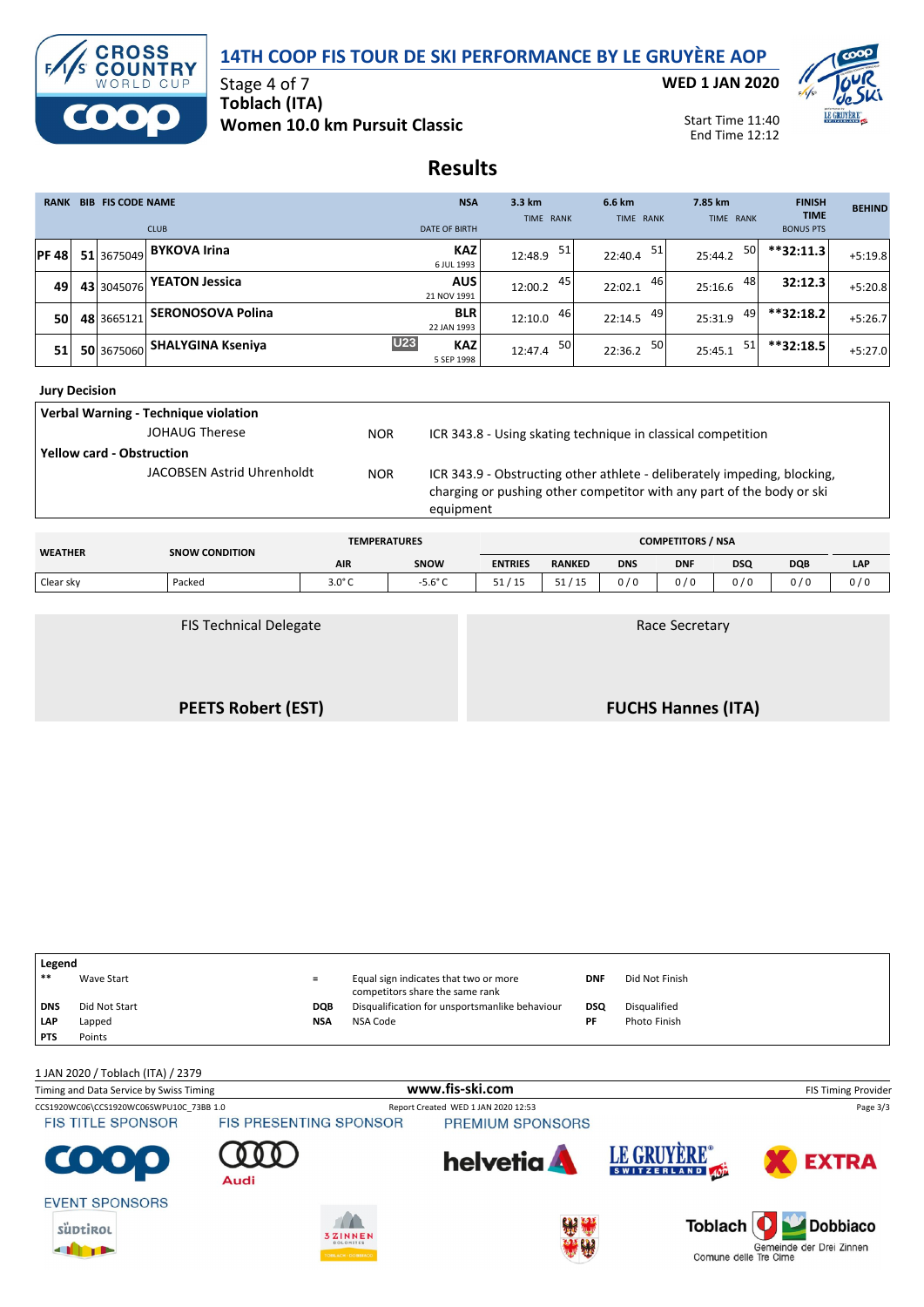# 14TH COOP FIS TOUR DE SKI PERFORMANCE BY LE GRUYÈRE AOP

Stage 4 of 7
**Toblach (ITA)**
**Women 10.0 km Pursuit Classic**

**WED 1 JAN 2020**

Start Time 11:40
End Time 12:12

## Results

| RANK | BIB | FIS CODE | NAME / CLUB | NSA / DATE OF BIRTH | 3.3 km TIME | RANK | 6.6 km TIME | RANK | 7.85 km TIME | RANK | FINISH TIME / BONUS PTS | BEHIND |
|---|---|---|---|---|---|---|---|---|---|---|---|---|
| PF 48 | 51 | 3675049 | **BYKOVA Irina** | KAZ 6 JUL 1993 | 12:48.9 | 51 | 22:40.4 | 51 | 25:44.2 | 50 | **32:11.3 | +5:19.8 |
| 49 | 43 | 3045076 | **YEATON Jessica** | AUS 21 NOV 1991 | 12:00.2 | 45 | 22:02.1 | 46 | 25:16.6 | 48 | 32:12.3 | +5:20.8 |
| 50 | 48 | 3665121 | **SERONOSOVA Polina** | BLR 22 JAN 1993 | 12:10.0 | 46 | 22:14.5 | 49 | 25:31.9 | 49 | **32:18.2 | +5:26.7 |
| 51 | 50 | 3675060 | **SHALYGINA Kseniya** U23 | KAZ 5 SEP 1998 | 12:47.4 | 50 | 22:36.2 | 50 | 25:45.1 | 51 | **32:18.5 | +5:27.0 |

**Jury Decision**

| | | |
|---|---|---|
| **Verbal Warning - Technique violation** | | |
| JOHAUG Therese | NOR | ICR 343.8 - Using skating technique in classical competition |
| **Yellow card - Obstruction** | | |
| JACOBSEN Astrid Uhrenholdt | NOR | ICR 343.9 - Obstructing other athlete - deliberately impeding, blocking, charging or pushing other competitor with any part of the body or ski equipment |

| WEATHER | SNOW CONDITION | TEMPERATURES | | COMPETITORS / NSA | | | | | | |
|---|---|---|---|---|---|---|---|---|---|---|
| | | AIR | SNOW | ENTRIES | RANKED | DNS | DNF | DSQ | DQB | LAP |
| Clear sky | Packed | 3.0° C | -5.6° C | 51 / 15 | 51 / 15 | 0 / 0 | 0 / 0 | 0 / 0 | 0 / 0 | 0 / 0 |

| FIS Technical Delegate | Race Secretary |
|---|---|
| **PEETS Robert (EST)** | **FUCHS Hannes (ITA)** |

**Legend**

| | | | | | |
|---|---|---|---|---|---|
| ** | Wave Start | = | Equal sign indicates that two or more competitors share the same rank | DNF | Did Not Finish |
| DNS | Did Not Start | DQB | Disqualification for unsportsmanlike behaviour | DSQ | Disqualified |
| LAP | Lapped | NSA | NSA Code | PF | Photo Finish |
| PTS | Points | | | | |

1 JAN 2020 / Toblach (ITA) / 2379
Timing and Data Service by Swiss Timing — www.fis-ski.com — FIS Timing Provider
CCS1920WC06\CCS1920WC06SWPU10C_73BB 1.0 — Report Created WED 1 JAN 2020 12:53

FIS TITLE SPONSOR — FIS PRESENTING SPONSOR — PREMIUM SPONSORS
EVENT SPONSORS